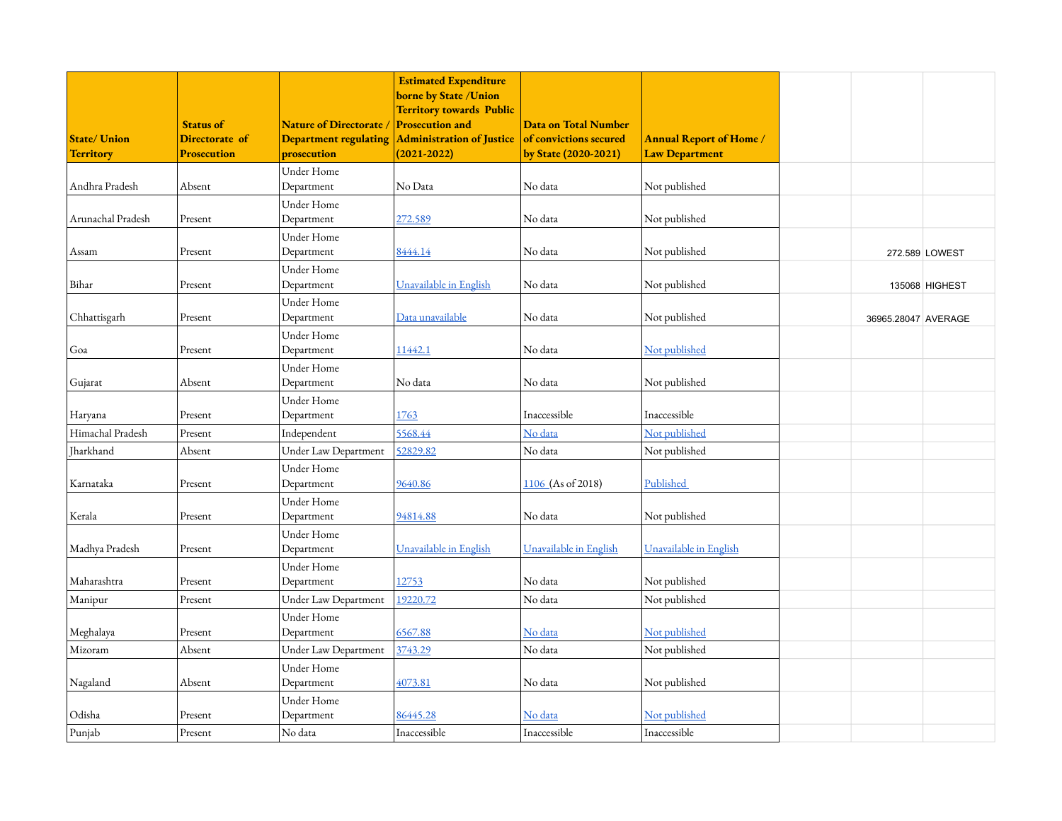| State/ Union Territory | Status of Directorate of Prosecution | Nature of Directorate / Department regulating prosecution | Estimated Expenditure borne by State /Union Territory towards Public Prosecution and Administration of Justice (2021-2022) | Data on Total Number of convictions secured by State (2020-2021) | Annual Report of Home / Law Department | | | |
|---|---|---|---|---|---|---|---|---|
| Andhra Pradesh | Absent | Under Home Department | No Data | No data | Not published | | | |
| Arunachal Pradesh | Present | Under Home Department | 272.589 | No data | Not published | | | |
| Assam | Present | Under Home Department | 8444.14 | No data | Not published | | 272.589 | LOWEST |
| Bihar | Present | Under Home Department | Unavailable in English | No data | Not published | | 135068 | HIGHEST |
| Chhattisgarh | Present | Under Home Department | Data unavailable | No data | Not published | | 36965.28047 | AVERAGE |
| Goa | Present | Under Home Department | 11442.1 | No data | Not published | | | |
| Gujarat | Absent | Under Home Department | No data | No data | Not published | | | |
| Haryana | Present | Under Home Department | 1763 | Inaccessible | Inaccessible | | | |
| Himachal Pradesh | Present | Independent | 5568.44 | No data | Not published | | | |
| Jharkhand | Absent | Under Law Department | 52829.82 | No data | Not published | | | |
| Karnataka | Present | Under Home Department | 9640.86 | 1106 (As of 2018) | Published | | | |
| Kerala | Present | Under Home Department | 94814.88 | No data | Not published | | | |
| Madhya Pradesh | Present | Under Home Department | Unavailable in English | Unavailable in English | Unavailable in English | | | |
| Maharashtra | Present | Under Home Department | 12753 | No data | Not published | | | |
| Manipur | Present | Under Law Department | 19220.72 | No data | Not published | | | |
| Meghalaya | Present | Under Home Department | 6567.88 | No data | Not published | | | |
| Mizoram | Absent | Under Law Department | 3743.29 | No data | Not published | | | |
| Nagaland | Absent | Under Home Department | 4073.81 | No data | Not published | | | |
| Odisha | Present | Under Home Department | 86445.28 | No data | Not published | | | |
| Punjab | Present | No data | Inaccessible | Inaccessible | Inaccessible | | | |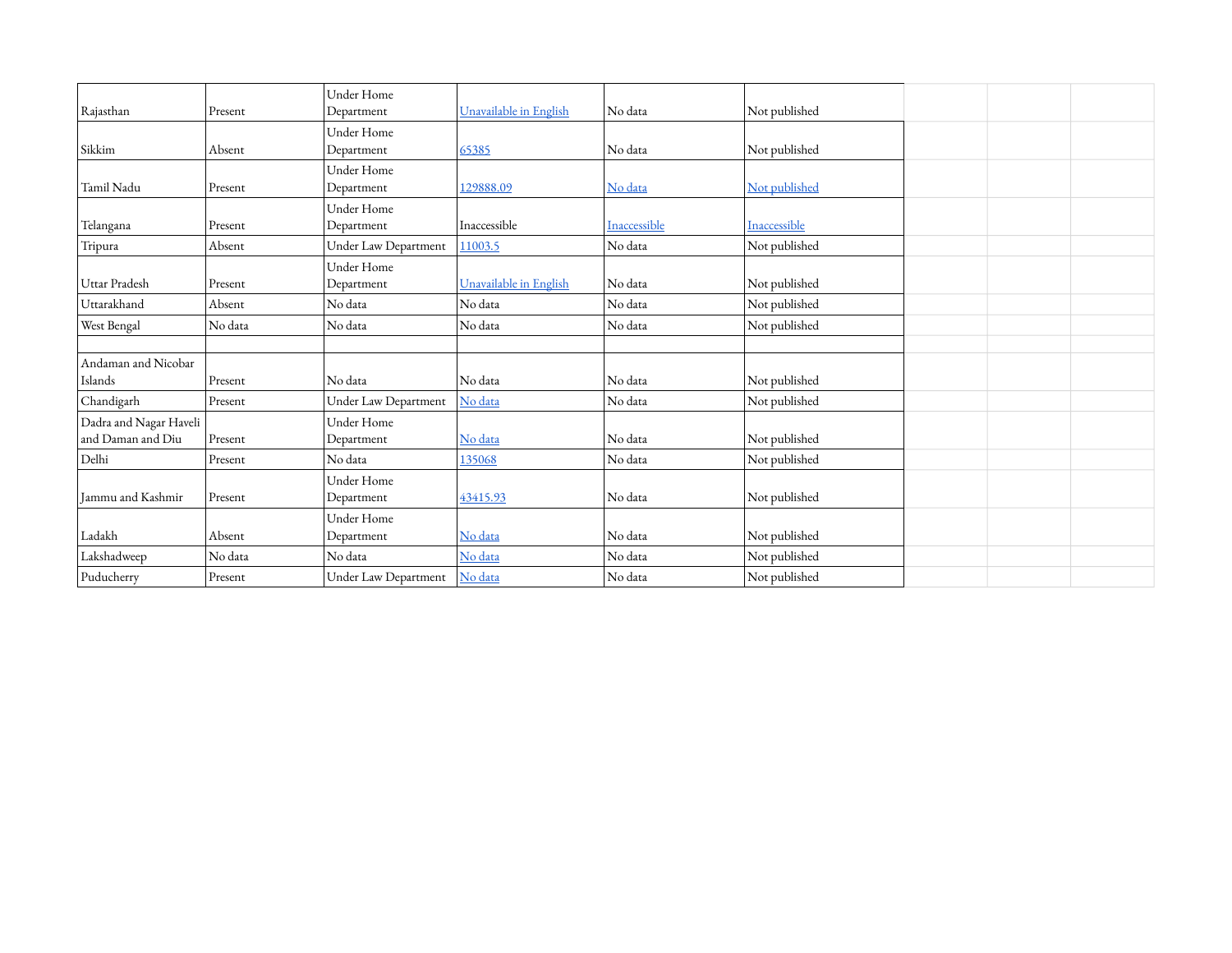| | | | | | |
|---|---|---|---|---|---|
| Rajasthan | Present | Under Home Department | Unavailable in English | No data | Not published |
| Sikkim | Absent | Under Home Department | 65385 | No data | Not published |
| Tamil Nadu | Present | Under Home Department | 129888.09 | No data | Not published |
| Telangana | Present | Under Home Department | Inaccessible | Inaccessible | Inaccessible |
| Tripura | Absent | Under Law Department | 11003.5 | No data | Not published |
| Uttar Pradesh | Present | Under Home Department | Unavailable in English | No data | Not published |
| Uttarakhand | Absent | No data | No data | No data | Not published |
| West Bengal | No data | No data | No data | No data | Not published |
| | | | | | |
| Andaman and Nicobar Islands | Present | No data | No data | No data | Not published |
| Chandigarh | Present | Under Law Department | No data | No data | Not published |
| Dadra and Nagar Haveli and Daman and Diu | Present | Under Home Department | No data | No data | Not published |
| Delhi | Present | No data | 135068 | No data | Not published |
| Jammu and Kashmir | Present | Under Home Department | 43415.93 | No data | Not published |
| Ladakh | Absent | Under Home Department | No data | No data | Not published |
| Lakshadweep | No data | No data | No data | No data | Not published |
| Puducherry | Present | Under Law Department | No data | No data | Not published |